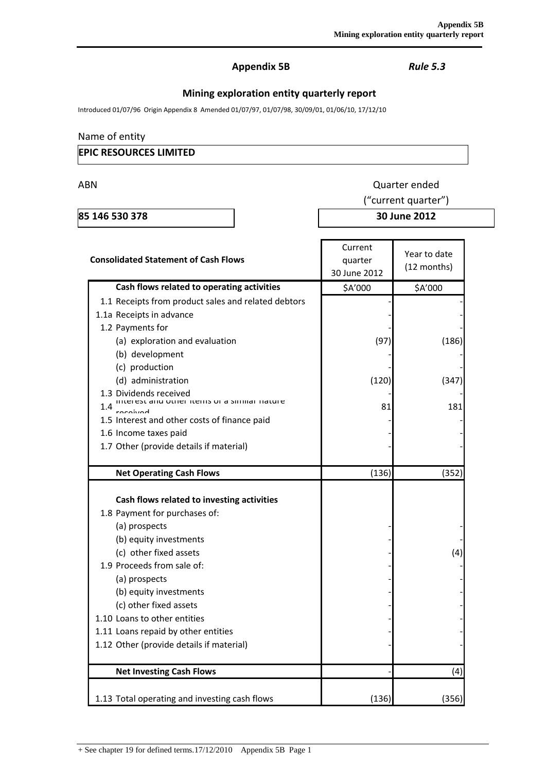**Appendix 5B** *Rule 5.3*

## Mining exploration entity quarterly report

Introduced 01/07/96 Origin Appendix 8 Amended 01/07/97, 01/07/98, 30/09/01, 01/06/10, 17/12/10

Name of entity

| **EPIC RESOURCES LIMITED** |
|---|

| ABN | Quarter ended ("current quarter") |
|---|---|
| **85 146 530 378** | **30 June 2012** |

| **Consolidated Statement of Cash Flows** | Current quarter 30 June 2012 | Year to date (12 months) |
|---|---|---|
| **Cash flows related to operating activities** | $A'000 | $A'000 |
| 1.1 Receipts from product sales and related debtors | - | - |
| 1.1a Receipts in advance | - | - |
| 1.2 Payments for | - | - |
| (a) exploration and evaluation | (97) | (186) |
| (b) development | - | - |
| (c) production | - | - |
| (d) administration | (120) | (347) |
| 1.3 Dividends received | - | - |
| 1.4 Interest and other items of a similar nature received | 81 | 181 |
| 1.5 Interest and other costs of finance paid | - | - |
| 1.6 Income taxes paid | - | - |
| 1.7 Other (provide details if material) | - | - |
| **Net Operating Cash Flows** | (136) | (352) |
| **Cash flows related to investing activities** | | |
| 1.8 Payment for purchases of: | | |
| (a) prospects | - | - |
| (b) equity investments | - | - |
| (c) other fixed assets | - | (4) |
| 1.9 Proceeds from sale of: | - | - |
| (a) prospects | - | - |
| (b) equity investments | - | - |
| (c) other fixed assets | - | - |
| 1.10 Loans to other entities | - | - |
| 1.11 Loans repaid by other entities | - | - |
| 1.12 Other (provide details if material) | - | - |
| **Net Investing Cash Flows** | - | (4) |
| 1.13 Total operating and investing cash flows | (136) | (356) |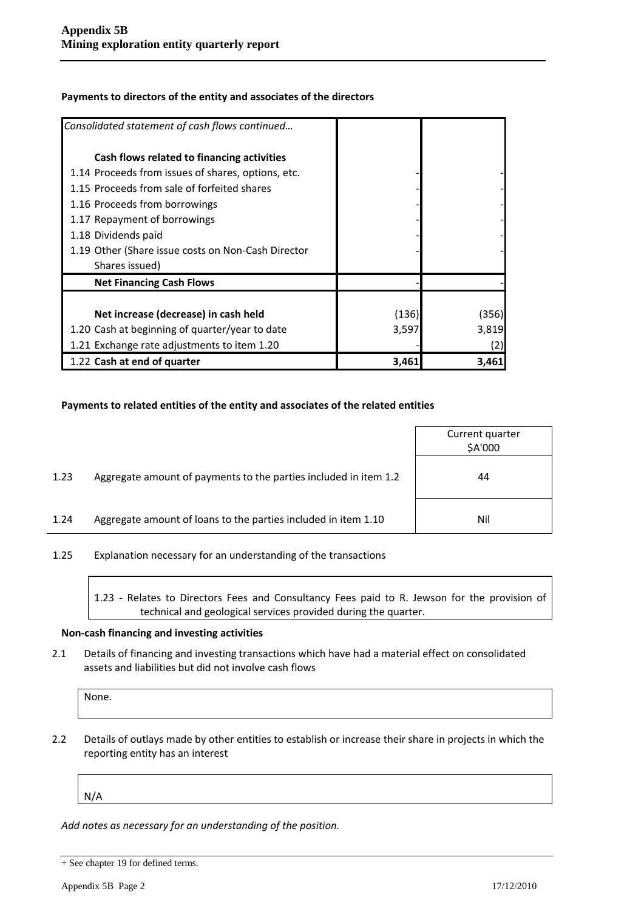**Payments to directors of the entity and associates of the directors**

| *Consolidated statement of cash flows continued…* | | |
|---|---|---|
| **Cash flows related to financing activities** | | |
| 1.14 Proceeds from issues of shares, options, etc. | - | - |
| 1.15 Proceeds from sale of forfeited shares | - | - |
| 1.16 Proceeds from borrowings | - | - |
| 1.17 Repayment of borrowings | - | - |
| 1.18 Dividends paid | - | - |
| 1.19 Other (Share issue costs on Non-Cash Director Shares issued) | - | - |
| **Net Financing Cash Flows** | - | - |
| | | |
| **Net increase (decrease) in cash held** | (136) | (356) |
| 1.20 Cash at beginning of quarter/year to date | 3,597 | 3,819 |
| 1.21 Exchange rate adjustments to item 1.20 | - | (2) |
| 1.22 **Cash at end of quarter** | **3,461** | **3,461** |

**Payments to related entities of the entity and associates of the related entities**

| | | Current quarter $A'000 |
|---|---|---|
| 1.23 | Aggregate amount of payments to the parties included in item 1.2 | 44 |
| 1.24 | Aggregate amount of loans to the parties included in item 1.10 | Nil |

1.25 Explanation necessary for an understanding of the transactions

1.23 - Relates to Directors Fees and Consultancy Fees paid to R. Jewson for the provision of technical and geological services provided during the quarter.

**Non-cash financing and investing activities**

2.1 Details of financing and investing transactions which have had a material effect on consolidated assets and liabilities but did not involve cash flows

None.

2.2 Details of outlays made by other entities to establish or increase their share in projects in which the reporting entity has an interest

N/A

*Add notes as necessary for an understanding of the position.*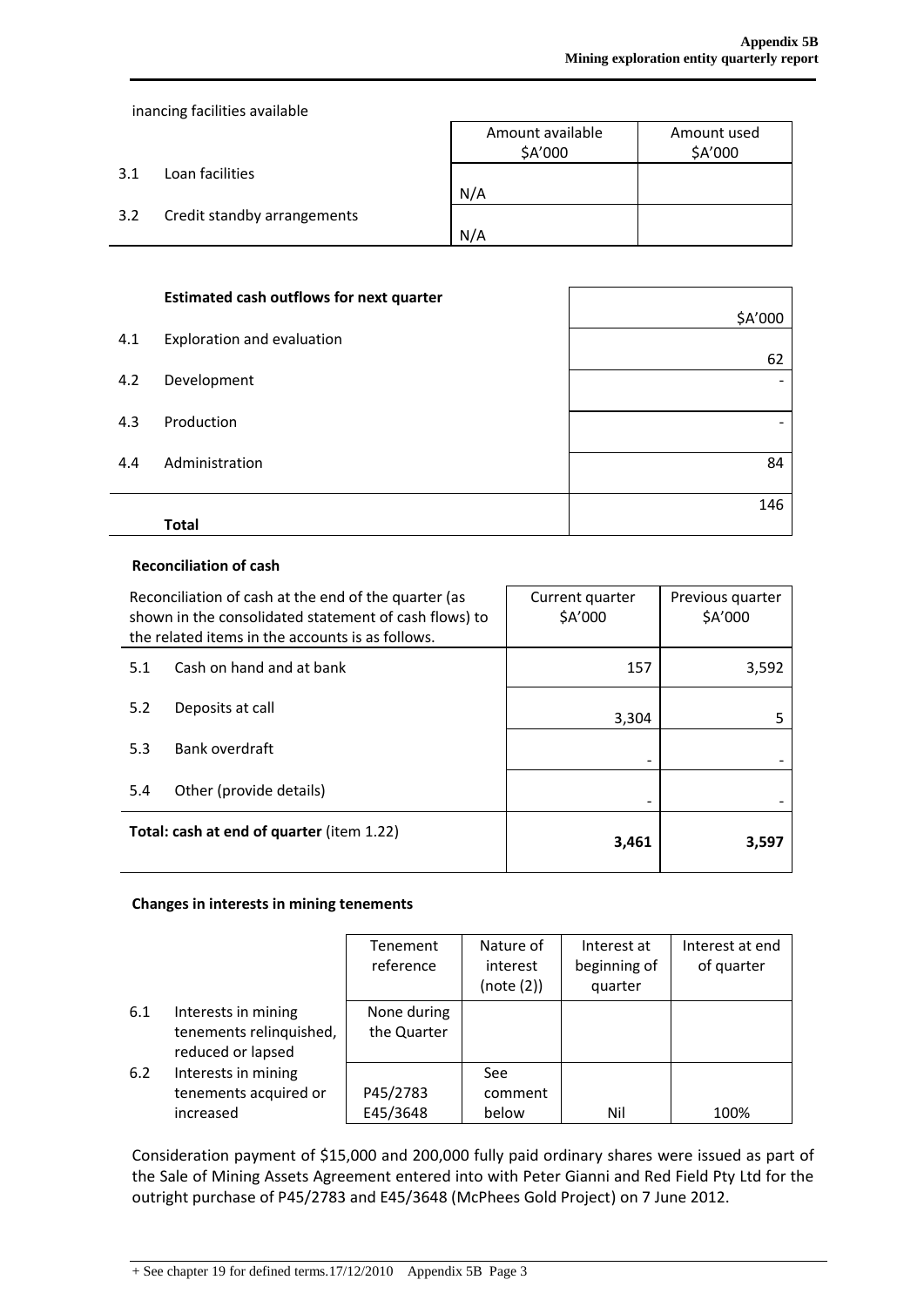inancing facilities available

| | | Amount available $A'000 | Amount used $A'000 |
|---|---|---|---|
| 3.1 | Loan facilities | N/A | |
| 3.2 | Credit standby arrangements | N/A | |

| | **Estimated cash outflows for next quarter** | $A'000 |
|---|---|---|
| 4.1 | Exploration and evaluation | 62 |
| 4.2 | Development | - |
| 4.3 | Production | - |
| 4.4 | Administration | 84 |
| | **Total** | 146 |

**Reconciliation of cash**

| Reconciliation of cash at the end of the quarter (as shown in the consolidated statement of cash flows) to the related items in the accounts is as follows. | | Current quarter $A'000 | Previous quarter $A'000 |
|---|---|---|---|
| 5.1 | Cash on hand and at bank | 157 | 3,592 |
| 5.2 | Deposits at call | 3,304 | 5 |
| 5.3 | Bank overdraft | - | - |
| 5.4 | Other (provide details) | - | - |
| **Total: cash at end of quarter** (item 1.22) | | **3,461** | **3,597** |

**Changes in interests in mining tenements**

| | | Tenement reference | Nature of interest (note (2)) | Interest at beginning of quarter | Interest at end of quarter |
|---|---|---|---|---|---|
| 6.1 | Interests in mining tenements relinquished, reduced or lapsed | None during the Quarter | | | |
| 6.2 | Interests in mining tenements acquired or increased | P45/2783 E45/3648 | See comment below | Nil | 100% |

Consideration payment of $15,000 and 200,000 fully paid ordinary shares were issued as part of the Sale of Mining Assets Agreement entered into with Peter Gianni and Red Field Pty Ltd for the outright purchase of P45/2783 and E45/3648 (McPhees Gold Project) on 7 June 2012.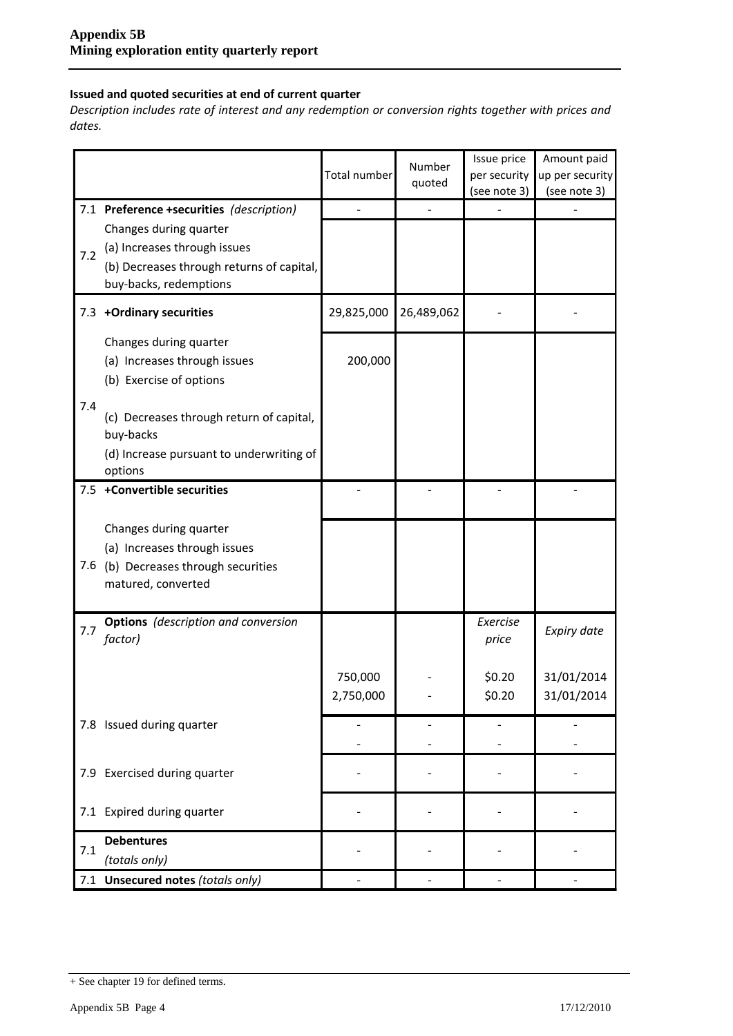**Issued and quoted securities at end of current quarter**

*Description includes rate of interest and any redemption or conversion rights together with prices and dates.*

| | | Total number | Number quoted | Issue price per security (see note 3) | Amount paid up per security (see note 3) |
|---|---|---|---|---|---|
| 7.1 | **Preference +securities** *(description)* | - | - | - | - |
| 7.2 | Changes during quarter<br>(a) Increases through issues<br>(b) Decreases through returns of capital, buy-backs, redemptions | | | | |
| 7.3 | **+Ordinary securities** | 29,825,000 | 26,489,062 | - | - |
| 7.4 | Changes during quarter<br>(a) Increases through issues<br>(b) Exercise of options<br>(c) Decreases through return of capital, buy-backs<br>(d) Increase pursuant to underwriting of options | 200,000 | | | |
| 7.5 | **+Convertible securities** | - | - | - | - |
| 7.6 | Changes during quarter<br>(a) Increases through issues<br>(b) Decreases through securities matured, converted | | | | |
| 7.7 | **Options** *(description and conversion factor)* | | | *Exercise price* | *Expiry date* |
| | | 750,000 | - | $0.20 | 31/01/2014 |
| | | 2,750,000 | - | $0.20 | 31/01/2014 |
| 7.8 | Issued during quarter | - | - | - | - |
| | | - | - | - | - |
| 7.9 | Exercised during quarter | - | - | - | - |
| 7.1 | Expired during quarter | - | - | - | - |
| 7.1 | **Debentures** *(totals only)* | - | - | - | - |
| 7.1 | **Unsecured notes** *(totals only)* | - | - | - | - |

+ See chapter 19 for defined terms.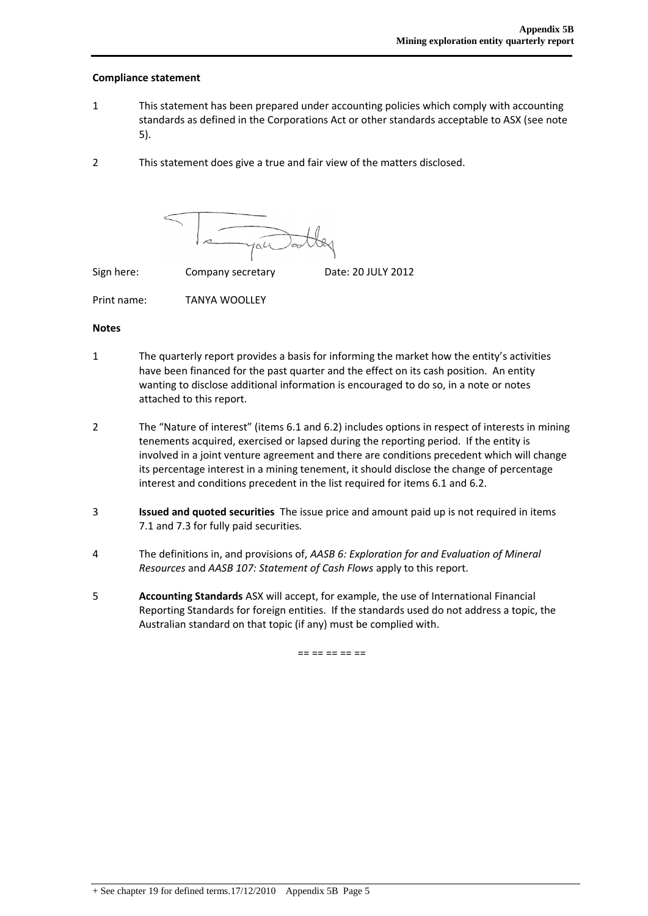**Compliance statement**

1 This statement has been prepared under accounting policies which comply with accounting standards as defined in the Corporations Act or other standards acceptable to ASX (see note 5).

2 This statement does give a true and fair view of the matters disclosed.

Sign here: Company secretary Date: 20 JULY 2012

Print name: TANYA WOOLLEY

**Notes**

1 The quarterly report provides a basis for informing the market how the entity's activities have been financed for the past quarter and the effect on its cash position. An entity wanting to disclose additional information is encouraged to do so, in a note or notes attached to this report.

2 The "Nature of interest" (items 6.1 and 6.2) includes options in respect of interests in mining tenements acquired, exercised or lapsed during the reporting period. If the entity is involved in a joint venture agreement and there are conditions precedent which will change its percentage interest in a mining tenement, it should disclose the change of percentage interest and conditions precedent in the list required for items 6.1 and 6.2.

3 **Issued and quoted securities** The issue price and amount paid up is not required in items 7.1 and 7.3 for fully paid securities.

4 The definitions in, and provisions of, *AASB 6: Exploration for and Evaluation of Mineral Resources* and *AASB 107: Statement of Cash Flows* apply to this report.

5 **Accounting Standards** ASX will accept, for example, the use of International Financial Reporting Standards for foreign entities. If the standards used do not address a topic, the Australian standard on that topic (if any) must be complied with.

== == == == ==